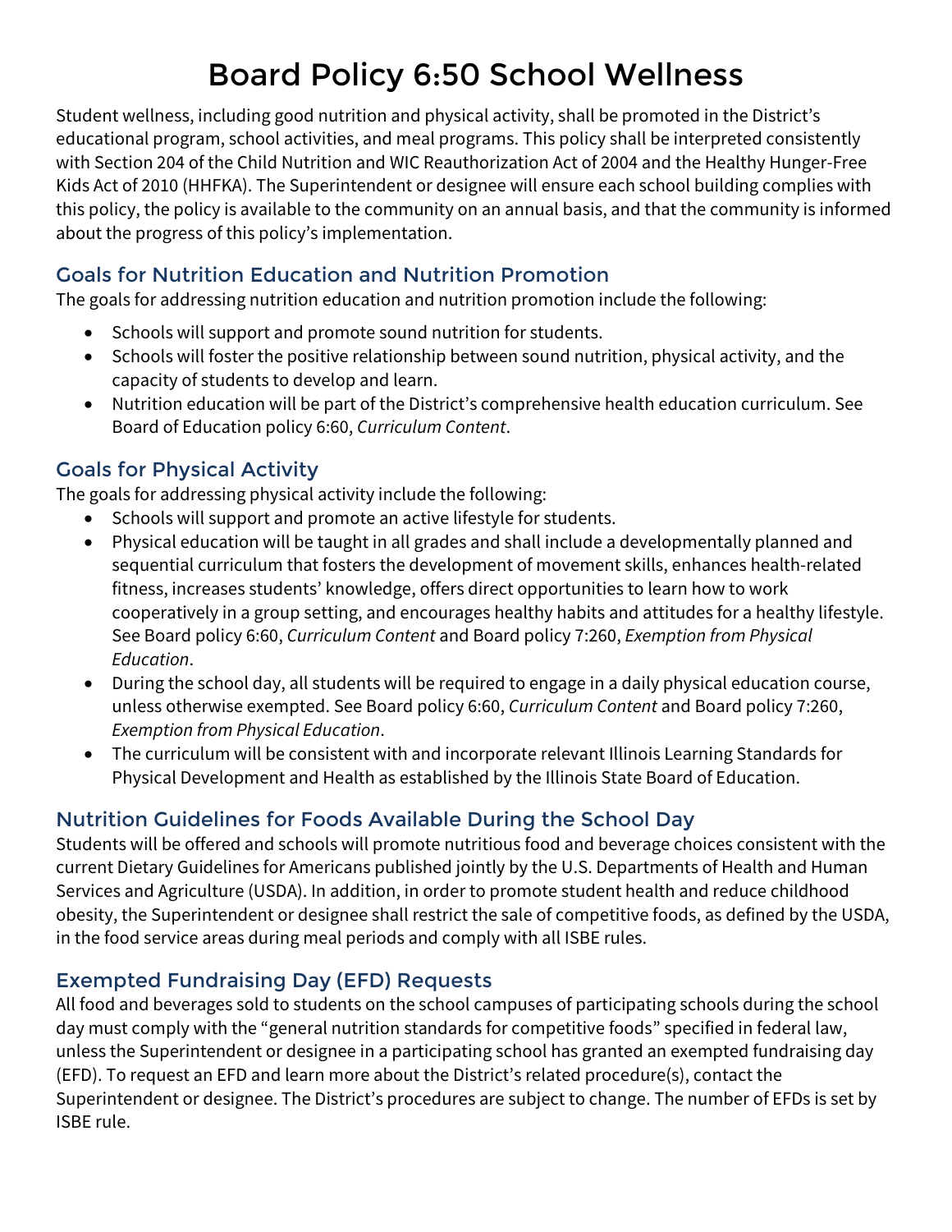# Board Policy 6:50 School Wellness

Student wellness, including good nutrition and physical activity, shall be promoted in the District's educational program, school activities, and meal programs. This policy shall be interpreted consistently with Section 204 of the Child Nutrition and WIC Reauthorization Act of 2004 and the Healthy Hunger-Free Kids Act of 2010 (HHFKA). The Superintendent or designee will ensure each school building complies with this policy, the policy is available to the community on an annual basis, and that the community is informed about the progress of this policy's implementation.

## Goals for Nutrition Education and Nutrition Promotion

The goals for addressing nutrition education and nutrition promotion include the following:

- Schools will support and promote sound nutrition for students.
- Schools will foster the positive relationship between sound nutrition, physical activity, and the capacity of students to develop and learn.
- Nutrition education will be part of the District's comprehensive health education curriculum. See Board of Education policy 6:60, *Curriculum Content*.

## Goals for Physical Activity

The goals for addressing physical activity include the following:

- Schools will support and promote an active lifestyle for students.
- Physical education will be taught in all grades and shall include a developmentally planned and sequential curriculum that fosters the development of movement skills, enhances health-related fitness, increases students' knowledge, offers direct opportunities to learn how to work cooperatively in a group setting, and encourages healthy habits and attitudes for a healthy lifestyle. See Board policy 6:60, *Curriculum Content* and Board policy 7:260, *Exemption from Physical Education*.
- During the school day, all students will be required to engage in a daily physical education course, unless otherwise exempted. See Board policy 6:60, *Curriculum Content* and Board policy 7:260, *Exemption from Physical Education*.
- The curriculum will be consistent with and incorporate relevant Illinois Learning Standards for Physical Development and Health as established by the Illinois State Board of Education.

## Nutrition Guidelines for Foods Available During the School Day

Students will be offered and schools will promote nutritious food and beverage choices consistent with the current Dietary Guidelines for Americans published jointly by the U.S. Departments of Health and Human Services and Agriculture (USDA). In addition, in order to promote student health and reduce childhood obesity, the Superintendent or designee shall restrict the sale of competitive foods, as defined by the USDA, in the food service areas during meal periods and comply with all ISBE rules.

## Exempted Fundraising Day (EFD) Requests

All food and beverages sold to students on the school campuses of participating schools during the school day must comply with the "general nutrition standards for competitive foods" specified in federal law, unless the Superintendent or designee in a participating school has granted an exempted fundraising day (EFD). To request an EFD and learn more about the District's related procedure(s), contact the Superintendent or designee. The District's procedures are subject to change. The number of EFDs is set by ISBE rule.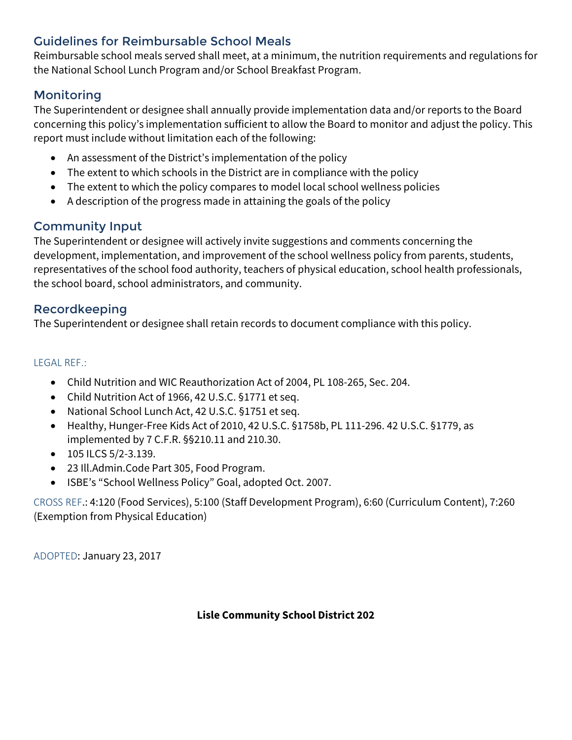## Guidelines for Reimbursable School Meals

Reimbursable school meals served shall meet, at a minimum, the nutrition requirements and regulations for the National School Lunch Program and/or School Breakfast Program.

## Monitoring

The Superintendent or designee shall annually provide implementation data and/or reports to the Board concerning this policy's implementation sufficient to allow the Board to monitor and adjust the policy. This report must include without limitation each of the following:

- An assessment of the District's implementation of the policy
- The extent to which schools in the District are in compliance with the policy
- The extent to which the policy compares to model local school wellness policies
- A description of the progress made in attaining the goals of the policy

## Community Input

The Superintendent or designee will actively invite suggestions and comments concerning the development, implementation, and improvement of the school wellness policy from parents, students, representatives of the school food authority, teachers of physical education, school health professionals, the school board, school administrators, and community.

## Recordkeeping

The Superintendent or designee shall retain records to document compliance with this policy.

LEGAL REF.:

- Child Nutrition and WIC Reauthorization Act of 2004, PL 108-265, Sec. 204.
- Child Nutrition Act of 1966, 42 U.S.C. §1771 et seq.
- National School Lunch Act, 42 U.S.C. §1751 et seq.
- Healthy, Hunger-Free Kids Act of 2010, 42 U.S.C. §1758b, PL 111-296. 42 U.S.C. §1779, as implemented by 7 C.F.R. §§210.11 and 210.30.
- 105 ILCS 5/2-3.139.
- 23 Ill.Admin.Code Part 305, Food Program.
- ISBE's "School Wellness Policy" Goal, adopted Oct. 2007.

CROSS REF.: 4:120 (Food Services), 5:100 (Staff Development Program), 6:60 (Curriculum Content), 7:260 (Exemption from Physical Education)

ADOPTED: January 23, 2017

**Lisle Community School District 202**